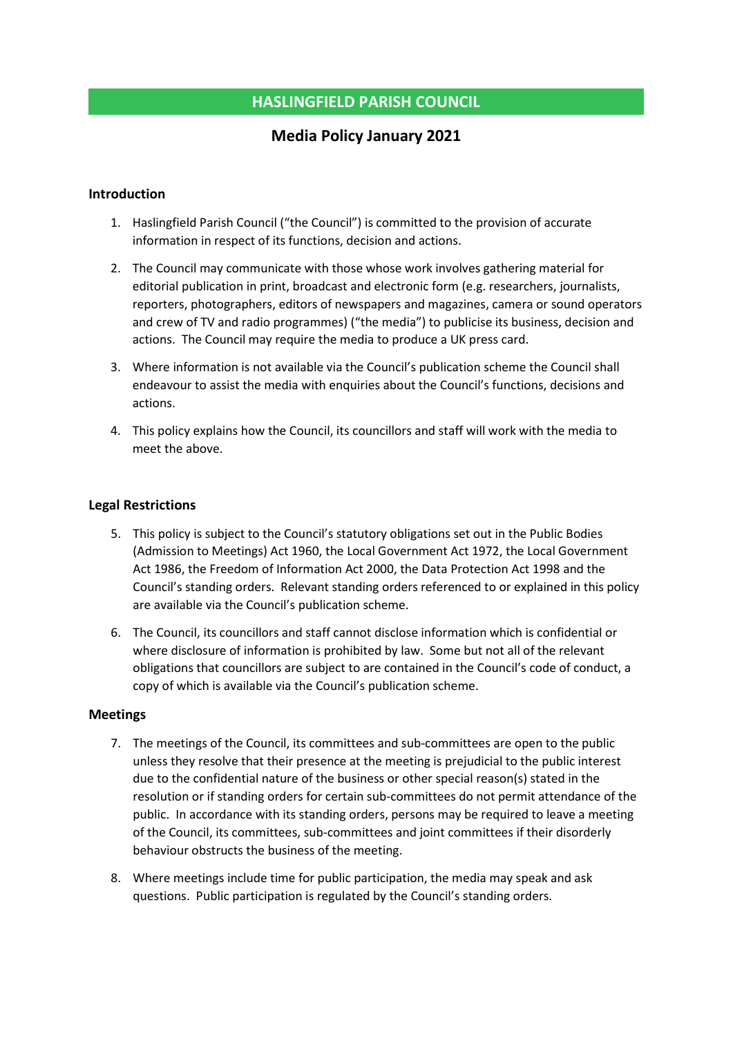# HASLINGFIELD PARISH COUNCIL

## Media Policy January 2021

### Introduction

1. Haslingfield Parish Council ("the Council") is committed to the provision of accurate information in respect of its functions, decision and actions.
2. The Council may communicate with those whose work involves gathering material for editorial publication in print, broadcast and electronic form (e.g. researchers, journalists, reporters, photographers, editors of newspapers and magazines, camera or sound operators and crew of TV and radio programmes) ("the media") to publicise its business, decision and actions. The Council may require the media to produce a UK press card.
3. Where information is not available via the Council's publication scheme the Council shall endeavour to assist the media with enquiries about the Council's functions, decisions and actions.
4. This policy explains how the Council, its councillors and staff will work with the media to meet the above.

### Legal Restrictions

5. This policy is subject to the Council's statutory obligations set out in the Public Bodies (Admission to Meetings) Act 1960, the Local Government Act 1972, the Local Government Act 1986, the Freedom of Information Act 2000, the Data Protection Act 1998 and the Council's standing orders. Relevant standing orders referenced to or explained in this policy are available via the Council's publication scheme.
6. The Council, its councillors and staff cannot disclose information which is confidential or where disclosure of information is prohibited by law. Some but not all of the relevant obligations that councillors are subject to are contained in the Council's code of conduct, a copy of which is available via the Council's publication scheme.

### Meetings

7. The meetings of the Council, its committees and sub-committees are open to the public unless they resolve that their presence at the meeting is prejudicial to the public interest due to the confidential nature of the business or other special reason(s) stated in the resolution or if standing orders for certain sub-committees do not permit attendance of the public. In accordance with its standing orders, persons may be required to leave a meeting of the Council, its committees, sub-committees and joint committees if their disorderly behaviour obstructs the business of the meeting.
8. Where meetings include time for public participation, the media may speak and ask questions. Public participation is regulated by the Council's standing orders.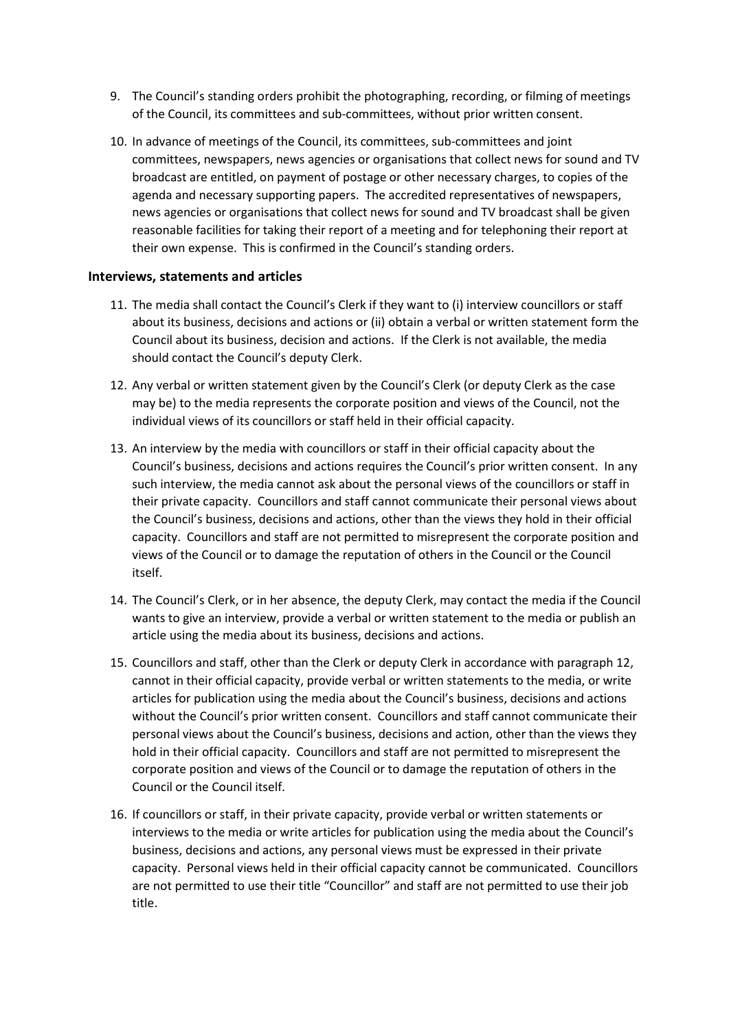9. The Council's standing orders prohibit the photographing, recording, or filming of meetings of the Council, its committees and sub-committees, without prior written consent.
10. In advance of meetings of the Council, its committees, sub-committees and joint committees, newspapers, news agencies or organisations that collect news for sound and TV broadcast are entitled, on payment of postage or other necessary charges, to copies of the agenda and necessary supporting papers. The accredited representatives of newspapers, news agencies or organisations that collect news for sound and TV broadcast shall be given reasonable facilities for taking their report of a meeting and for telephoning their report at their own expense. This is confirmed in the Council's standing orders.

### Interviews, statements and articles

11. The media shall contact the Council's Clerk if they want to (i) interview councillors or staff about its business, decisions and actions or (ii) obtain a verbal or written statement form the Council about its business, decision and actions. If the Clerk is not available, the media should contact the Council's deputy Clerk.
12. Any verbal or written statement given by the Council's Clerk (or deputy Clerk as the case may be) to the media represents the corporate position and views of the Council, not the individual views of its councillors or staff held in their official capacity.
13. An interview by the media with councillors or staff in their official capacity about the Council's business, decisions and actions requires the Council's prior written consent. In any such interview, the media cannot ask about the personal views of the councillors or staff in their private capacity. Councillors and staff cannot communicate their personal views about the Council's business, decisions and actions, other than the views they hold in their official capacity. Councillors and staff are not permitted to misrepresent the corporate position and views of the Council or to damage the reputation of others in the Council or the Council itself.
14. The Council's Clerk, or in her absence, the deputy Clerk, may contact the media if the Council wants to give an interview, provide a verbal or written statement to the media or publish an article using the media about its business, decisions and actions.
15. Councillors and staff, other than the Clerk or deputy Clerk in accordance with paragraph 12, cannot in their official capacity, provide verbal or written statements to the media, or write articles for publication using the media about the Council's business, decisions and actions without the Council's prior written consent. Councillors and staff cannot communicate their personal views about the Council's business, decisions and action, other than the views they hold in their official capacity. Councillors and staff are not permitted to misrepresent the corporate position and views of the Council or to damage the reputation of others in the Council or the Council itself.
16. If councillors or staff, in their private capacity, provide verbal or written statements or interviews to the media or write articles for publication using the media about the Council's business, decisions and actions, any personal views must be expressed in their private capacity. Personal views held in their official capacity cannot be communicated. Councillors are not permitted to use their title "Councillor" and staff are not permitted to use their job title.